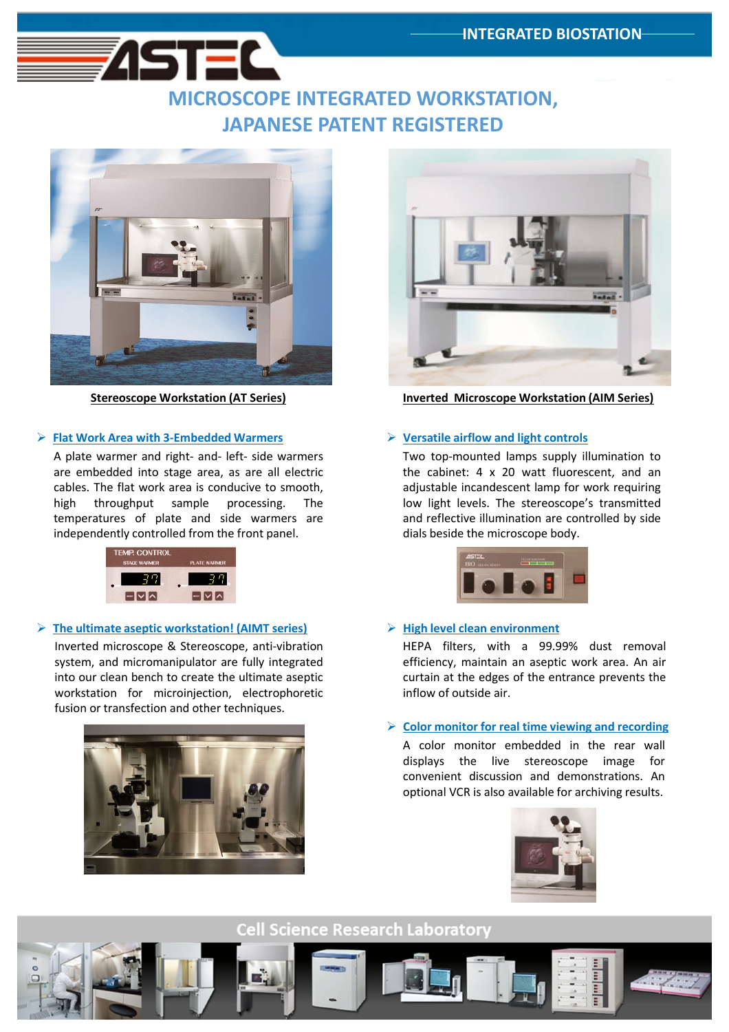INTEGRATED BIOSTATION

# MICROSCOPE INTEGRATED WORKSTATION, JAPANESE PATENT REGISTERED

**Stereoscope Workstation (AT Series)**

**Inverted Microscope Workstation (AIM Series)**

## Flat Work Area with 3-Embedded Warmers

A plate warmer and right- and- left- side warmers are embedded into stage area, as are all electric cables. The flat work area is conducive to smooth, high throughput sample processing. The temperatures of plate and side warmers are independently controlled from the front panel.

## The ultimate aseptic workstation! (AIMT series)

Inverted microscope & Stereoscope, anti-vibration system, and micromanipulator are fully integrated into our clean bench to create the ultimate aseptic workstation for microinjection, electrophoretic fusion or transfection and other techniques.

## Versatile airflow and light controls

Two top-mounted lamps supply illumination to the cabinet: 4 x 20 watt fluorescent, and an adjustable incandescent lamp for work requiring low light levels. The stereoscope's transmitted and reflective illumination are controlled by side dials beside the microscope body.

## High level clean environment

HEPA filters, with a 99.99% dust removal efficiency, maintain an aseptic work area. An air curtain at the edges of the entrance prevents the inflow of outside air.

## Color monitor for real time viewing and recording

A color monitor embedded in the rear wall displays the live stereoscope image for convenient discussion and demonstrations. An optional VCR is also available for archiving results.

Cell Science Research Laboratory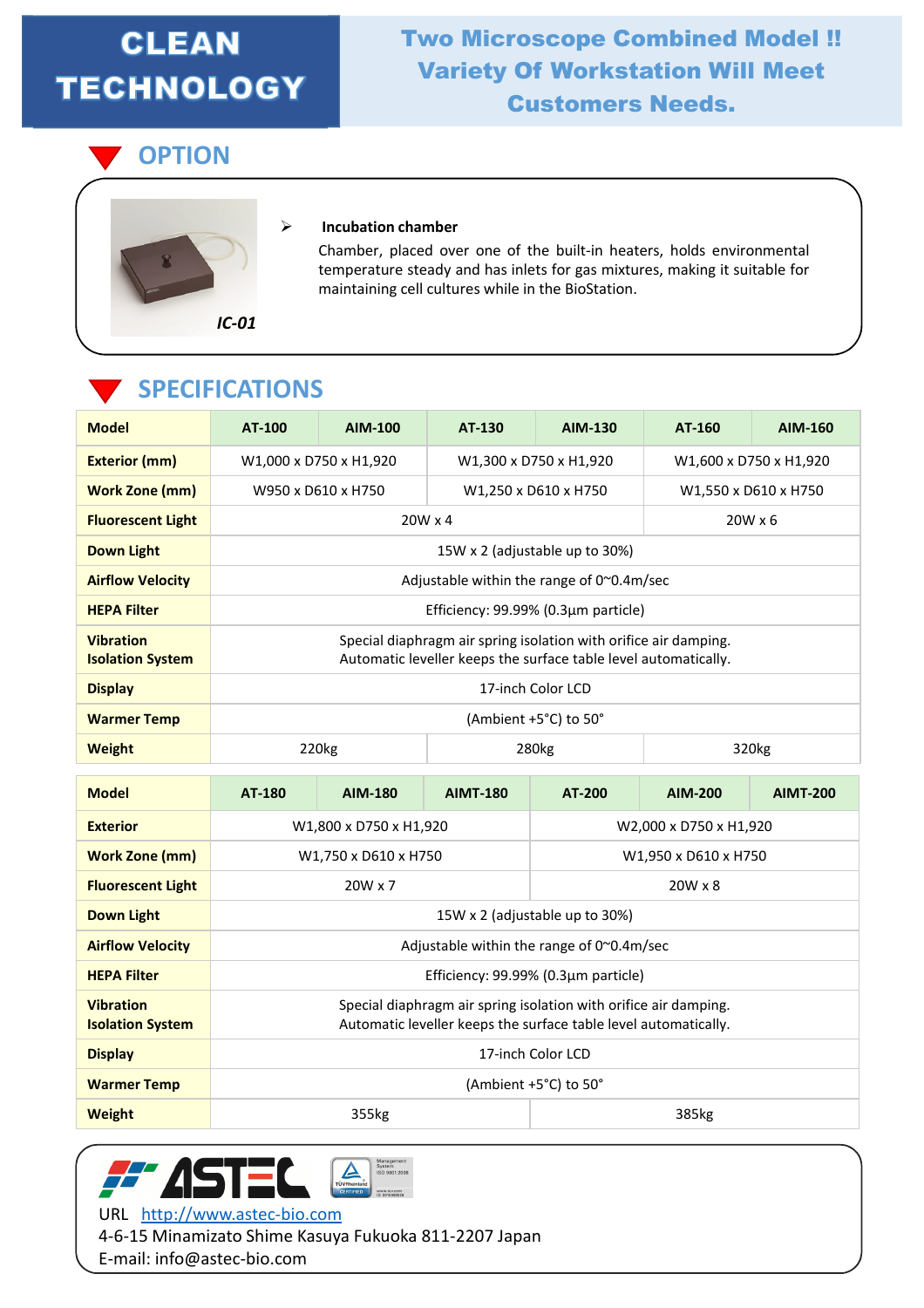# CLEAN TECHNOLOGY

**Two Microscope Combined Model !! Variety Of Workstation Will Meet Customers Needs.**

## OPTION

IC-01

- **Incubation chamber**

  Chamber, placed over one of the built-in heaters, holds environmental temperature steady and has inlets for gas mixtures, making it suitable for maintaining cell cultures while in the BioStation.

## SPECIFICATIONS

| Model | AT-100 | AIM-100 | AT-130 | AIM-130 | AT-160 | AIM-160 |
|---|---|---|---|---|---|---|
| Exterior (mm) | W1,000 x D750 x H1,920 | | W1,300 x D750 x H1,920 | | W1,600 x D750 x H1,920 | |
| Work Zone (mm) | W950 x D610 x H750 | | W1,250 x D610 x H750 | | W1,550 x D610 x H750 | |
| Fluorescent Light | 20W x 4 | | | | 20W x 6 | |
| Down Light | 15W x 2 (adjustable up to 30%) | | | | | |
| Airflow Velocity | Adjustable within the range of 0~0.4m/sec | | | | | |
| HEPA Filter | Efficiency: 99.99% (0.3µm particle) | | | | | |
| Vibration Isolation System | Special diaphragm air spring isolation with orifice air damping. Automatic leveller keeps the surface table level automatically. | | | | | |
| Display | 17-inch Color LCD | | | | | |
| Warmer Temp | (Ambient +5°C) to 50° | | | | | |
| Weight | 220kg | | 280kg | | 320kg | |

| Model | AT-180 | AIM-180 | AIMT-180 | AT-200 | AIM-200 | AIMT-200 |
|---|---|---|---|---|---|---|
| Exterior | W1,800 x D750 x H1,920 | | | W2,000 x D750 x H1,920 | | |
| Work Zone (mm) | W1,750 x D610 x H750 | | | W1,950 x D610 x H750 | | |
| Fluorescent Light | 20W x 7 | | | 20W x 8 | | |
| Down Light | 15W x 2 (adjustable up to 30%) | | | | | |
| Airflow Velocity | Adjustable within the range of 0~0.4m/sec | | | | | |
| HEPA Filter | Efficiency: 99.99% (0.3µm particle) | | | | | |
| Vibration Isolation System | Special diaphragm air spring isolation with orifice air damping. Automatic leveller keeps the surface table level automatically. | | | | | |
| Display | 17-inch Color LCD | | | | | |
| Warmer Temp | (Ambient +5°C) to 50° | | | | | |
| Weight | 355kg | | | 385kg | | |

ASTEC

URL http://www.astec-bio.com
4-6-15 Minamizato Shime Kasuya Fukuoka 811-2207 Japan
E-mail: info@astec-bio.com